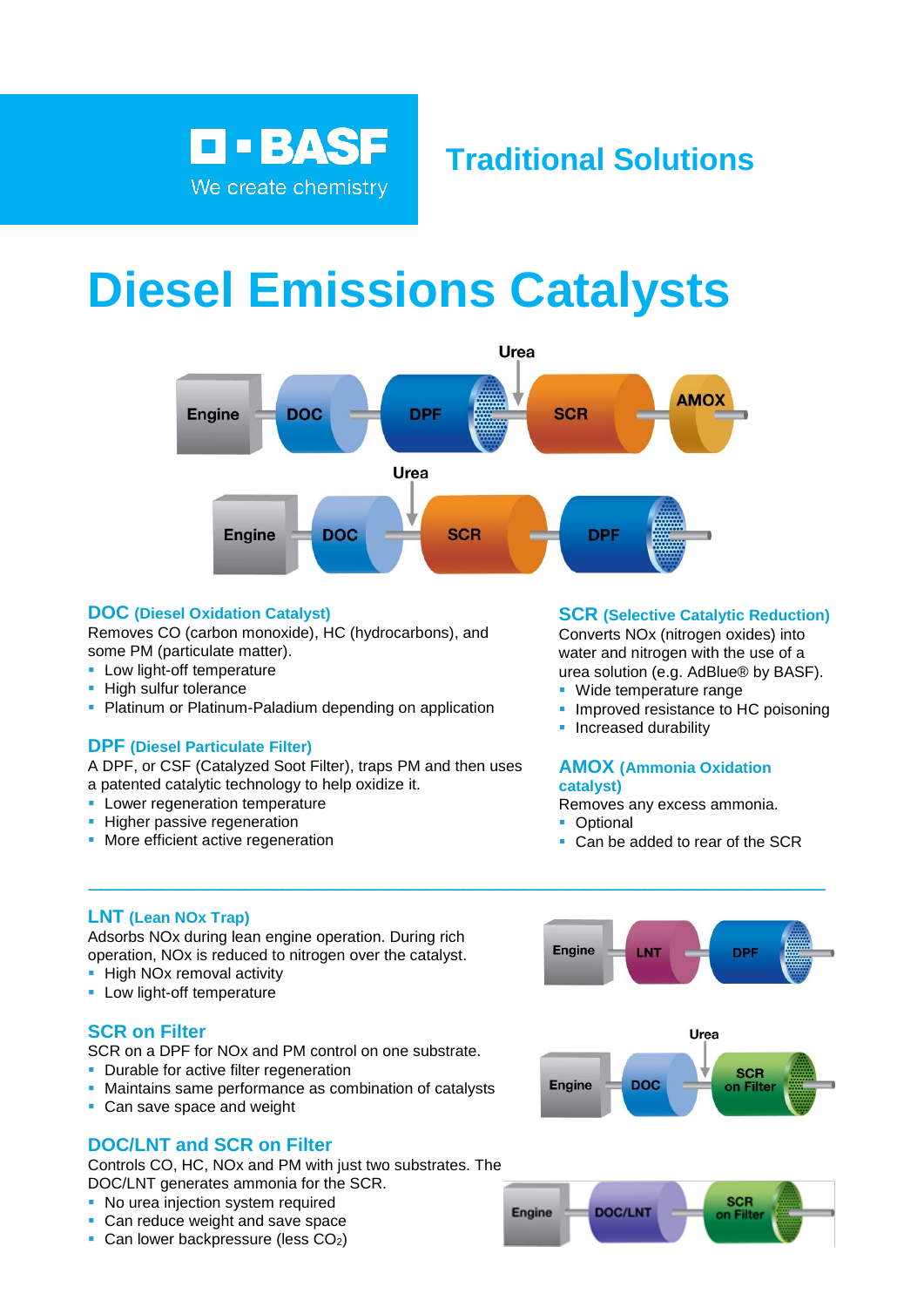BASF

We create chemistry

## Traditional Solutions

# Diesel Emissions Catalysts

### DOC (Diesel Oxidation Catalyst)

Removes CO (carbon monoxide), HC (hydrocarbons), and some PM (particulate matter).

- Low light-off temperature
- High sulfur tolerance
- Platinum or Platinum-Paladium depending on application

### DPF (Diesel Particulate Filter)

A DPF, or CSF (Catalyzed Soot Filter), traps PM and then uses a patented catalytic technology to help oxidize it.

- Lower regeneration temperature
- Higher passive regeneration
- More efficient active regeneration

### SCR (Selective Catalytic Reduction)

Converts NOx (nitrogen oxides) into water and nitrogen with the use of a urea solution (e.g. AdBlue® by BASF).

- Wide temperature range
- Improved resistance to HC poisoning
- Increased durability

### AMOX (Ammonia Oxidation catalyst)

Removes any excess ammonia.

- Optional
- Can be added to rear of the SCR

---

### LNT (Lean NOx Trap)

Adsorbs NOx during lean engine operation. During rich operation, NOx is reduced to nitrogen over the catalyst.

- High NOx removal activity
- Low light-off temperature

### SCR on Filter

SCR on a DPF for NOx and PM control on one substrate.

- Durable for active filter regeneration
- Maintains same performance as combination of catalysts
- Can save space and weight

### DOC/LNT and SCR on Filter

Controls CO, HC, NOx and PM with just two substrates. The DOC/LNT generates ammonia for the SCR.

- No urea injection system required
- Can reduce weight and save space
- Can lower backpressure (less $CO_2$)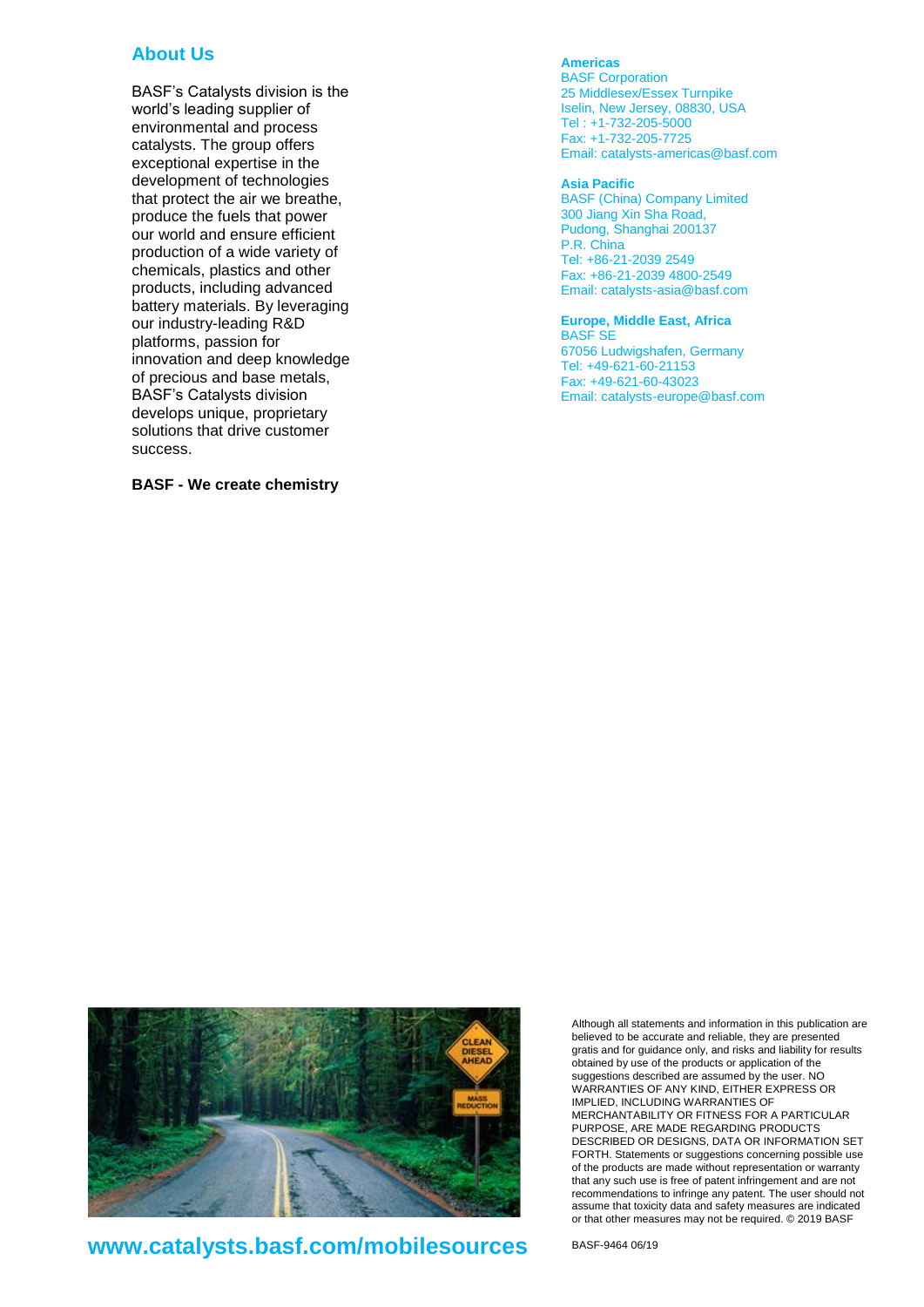## About Us

BASF's Catalysts division is the world's leading supplier of environmental and process catalysts. The group offers exceptional expertise in the development of technologies that protect the air we breathe, produce the fuels that power our world and ensure efficient production of a wide variety of chemicals, plastics and other products, including advanced battery materials. By leveraging our industry-leading R&D platforms, passion for innovation and deep knowledge of precious and base metals, BASF's Catalysts division develops unique, proprietary solutions that drive customer success.

**BASF - We create chemistry**

**Americas**
BASF Corporation
25 Middlesex/Essex Turnpike
Iselin, New Jersey, 08830, USA
Tel : +1-732-205-5000
Fax: +1-732-205-7725
Email: catalysts-americas@basf.com

**Asia Pacific**
BASF (China) Company Limited
300 Jiang Xin Sha Road,
Pudong, Shanghai 200137
P.R. China
Tel: +86-21-2039 2549
Fax: +86-21-2039 4800-2549
Email: catalysts-asia@basf.com

**Europe, Middle East, Africa**
BASF SE
67056 Ludwigshafen, Germany
Tel: +49-621-60-21153
Fax: +49-621-60-43023
Email: catalysts-europe@basf.com

**www.catalysts.basf.com/mobilesources**

Although all statements and information in this publication are believed to be accurate and reliable, they are presented gratis and for guidance only, and risks and liability for results obtained by use of the products or application of the suggestions described are assumed by the user. NO WARRANTIES OF ANY KIND, EITHER EXPRESS OR IMPLIED, INCLUDING WARRANTIES OF MERCHANTABILITY OR FITNESS FOR A PARTICULAR PURPOSE, ARE MADE REGARDING PRODUCTS DESCRIBED OR DESIGNS, DATA OR INFORMATION SET FORTH. Statements or suggestions concerning possible use of the products are made without representation or warranty that any such use is free of patent infringement and are not recommendations to infringe any patent. The user should not assume that toxicity data and safety measures are indicated or that other measures may not be required. © 2019 BASF

BASF-9464 06/19